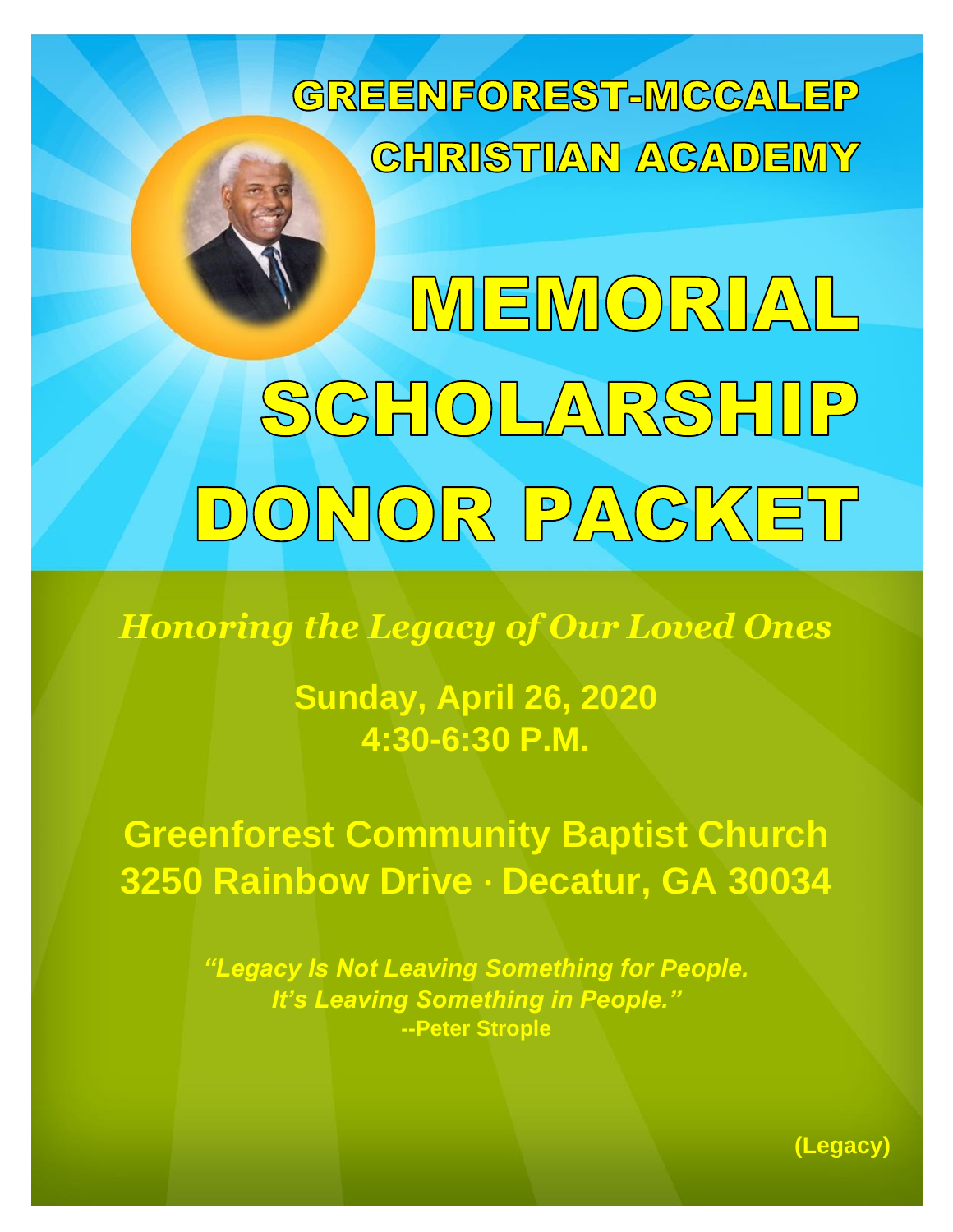# GREENFOREST-MCCALEP CHRISTIAN ACADEMY

# MEMORIAL SCHOLARSHIP DONOR PACKET

*Honoring the Legacy of Our Loved Ones*

**Sunday, April 26, 2020**
**4:30-6:30 P.M.**

**Greenforest Community Baptist Church**
**3250 Rainbow Drive · Decatur, GA 30034**

***"Legacy Is Not Leaving Something for People.***
***It's Leaving Something in People."***
**--Peter Strople**

**(Legacy)**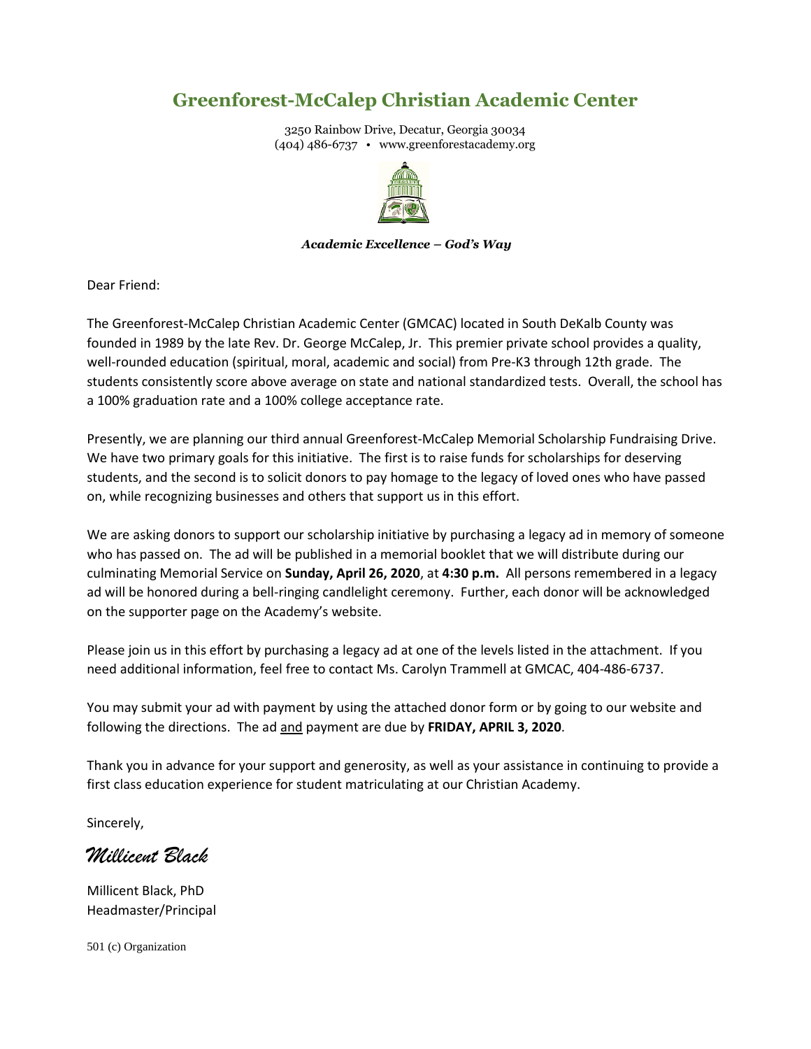# Greenforest-McCalep Christian Academic Center

3250 Rainbow Drive, Decatur, Georgia 30034
(404) 486-6737 • www.greenforestacademy.org

***Academic Excellence – God's Way***

Dear Friend:

The Greenforest-McCalep Christian Academic Center (GMCAC) located in South DeKalb County was founded in 1989 by the late Rev. Dr. George McCalep, Jr. This premier private school provides a quality, well-rounded education (spiritual, moral, academic and social) from Pre-K3 through 12th grade. The students consistently score above average on state and national standardized tests. Overall, the school has a 100% graduation rate and a 100% college acceptance rate.

Presently, we are planning our third annual Greenforest-McCalep Memorial Scholarship Fundraising Drive. We have two primary goals for this initiative. The first is to raise funds for scholarships for deserving students, and the second is to solicit donors to pay homage to the legacy of loved ones who have passed on, while recognizing businesses and others that support us in this effort.

We are asking donors to support our scholarship initiative by purchasing a legacy ad in memory of someone who has passed on. The ad will be published in a memorial booklet that we will distribute during our culminating Memorial Service on **Sunday, April 26, 2020**, at **4:30 p.m.** All persons remembered in a legacy ad will be honored during a bell-ringing candlelight ceremony. Further, each donor will be acknowledged on the supporter page on the Academy's website.

Please join us in this effort by purchasing a legacy ad at one of the levels listed in the attachment. If you need additional information, feel free to contact Ms. Carolyn Trammell at GMCAC, 404-486-6737.

You may submit your ad with payment by using the attached donor form or by going to our website and following the directions. The ad and payment are due by **FRIDAY, APRIL 3, 2020**.

Thank you in advance for your support and generosity, as well as your assistance in continuing to provide a first class education experience for student matriculating at our Christian Academy.

Sincerely,

*Millicent Black*

Millicent Black, PhD
Headmaster/Principal

501 (c) Organization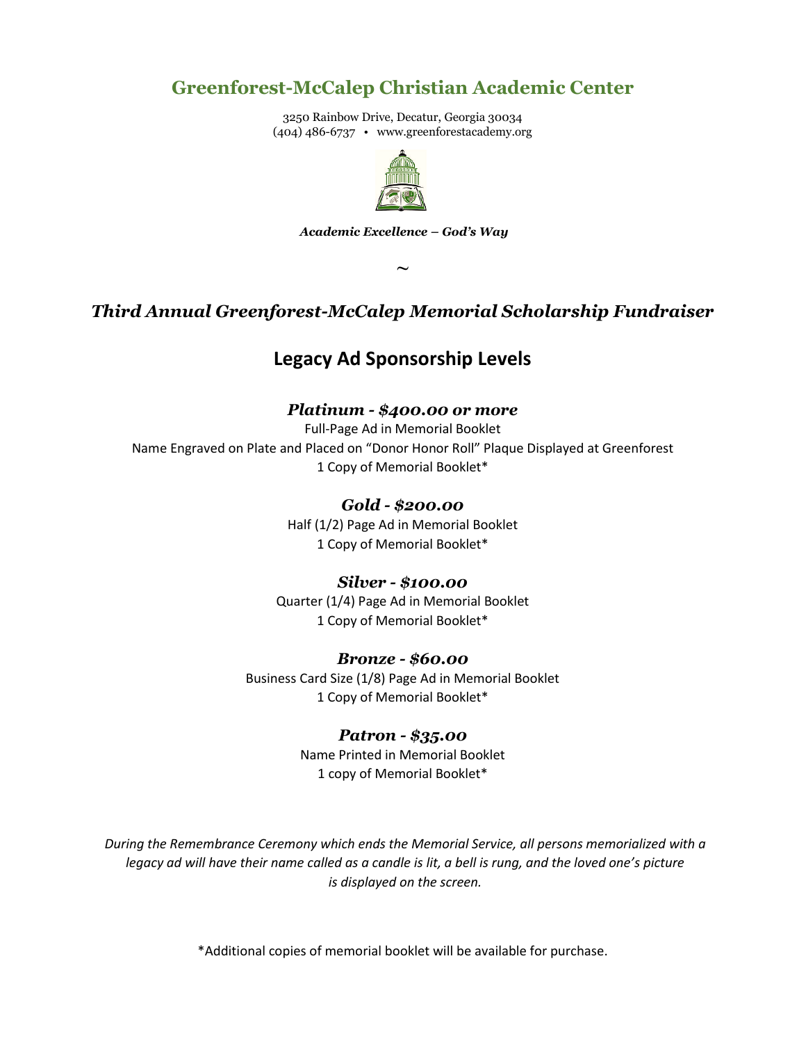# Greenforest-McCalep Christian Academic Center

3250 Rainbow Drive, Decatur, Georgia 30034
(404) 486-6737 • www.greenforestacademy.org

***Academic Excellence – God's Way***

~

## *Third Annual Greenforest-McCalep Memorial Scholarship Fundraiser*

## Legacy Ad Sponsorship Levels

### *Platinum - $400.00 or more*

Full-Page Ad in Memorial Booklet
Name Engraved on Plate and Placed on "Donor Honor Roll" Plaque Displayed at Greenforest
1 Copy of Memorial Booklet*

### *Gold - $200.00*

Half (1/2) Page Ad in Memorial Booklet
1 Copy of Memorial Booklet*

### *Silver - $100.00*

Quarter (1/4) Page Ad in Memorial Booklet
1 Copy of Memorial Booklet*

### *Bronze - $60.00*

Business Card Size (1/8) Page Ad in Memorial Booklet
1 Copy of Memorial Booklet*

### *Patron - $35.00*

Name Printed in Memorial Booklet
1 copy of Memorial Booklet*

*During the Remembrance Ceremony which ends the Memorial Service, all persons memorialized with a legacy ad will have their name called as a candle is lit, a bell is rung, and the loved one's picture is displayed on the screen.*

*Additional copies of memorial booklet will be available for purchase.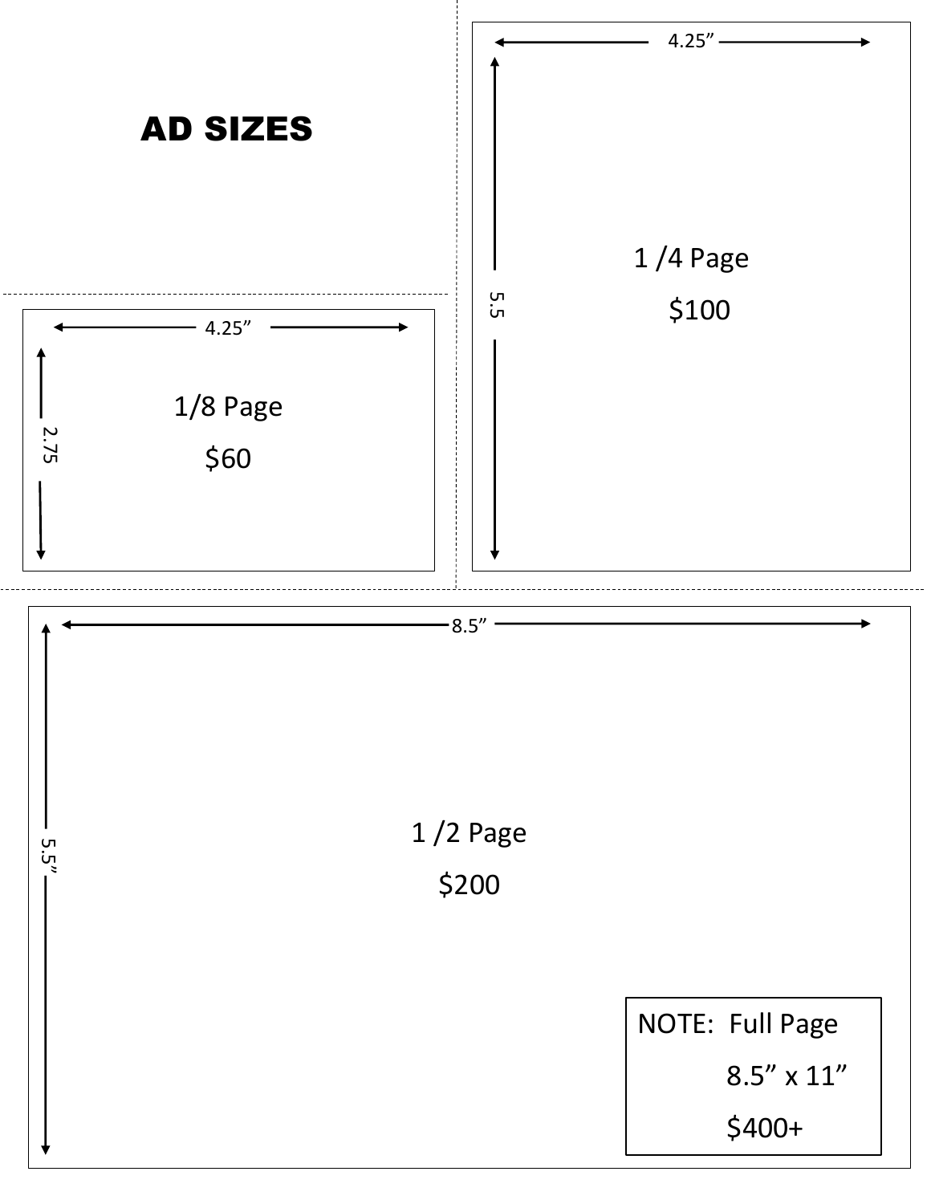# AD SIZES

4.25”

2.75

1/8 Page

$60

4.25”

5.5

1 /4 Page

$100

8.5”

5.5”

1 /2 Page

$200

NOTE: Full Page

8.5” x 11”

$400+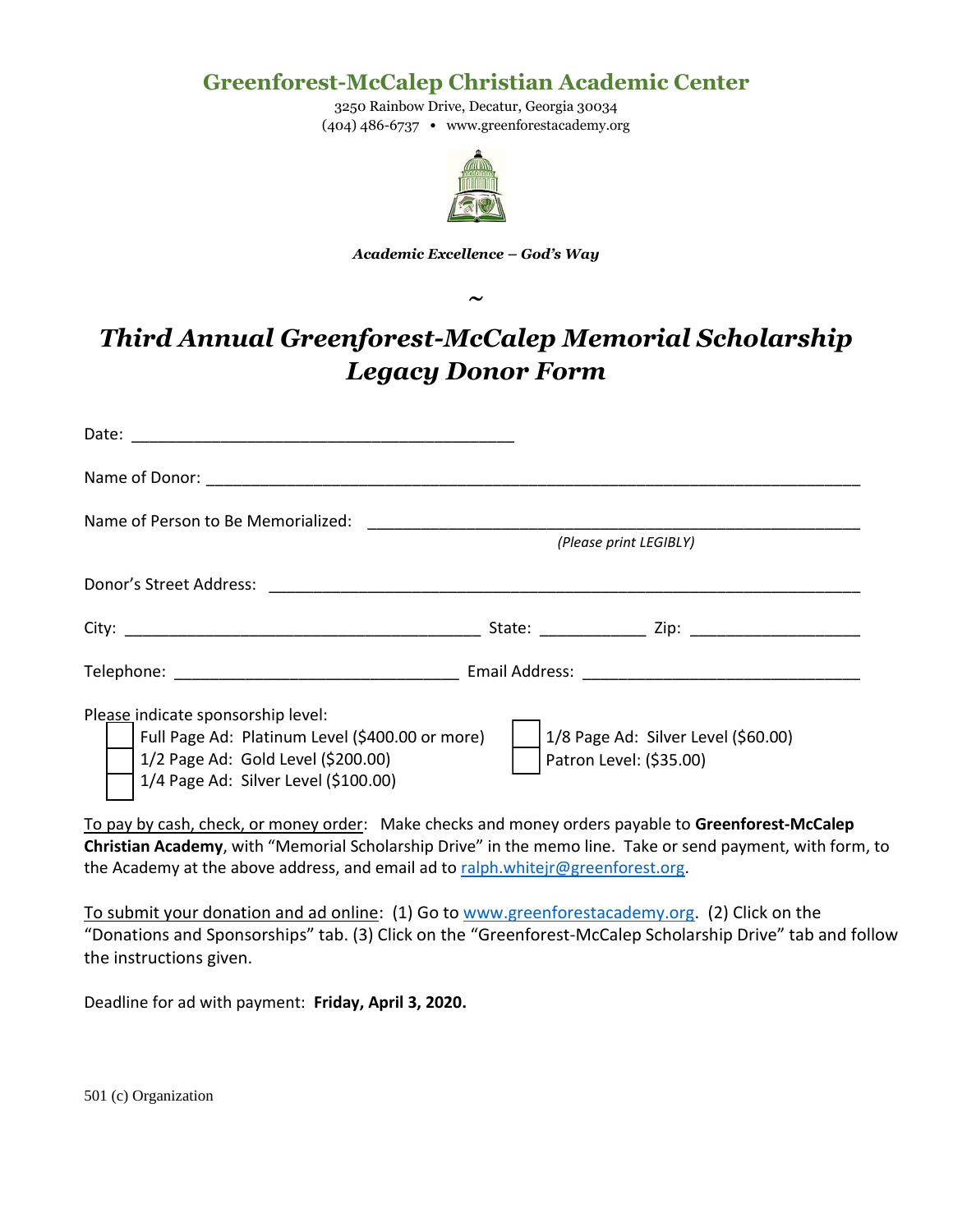# Greenforest-McCalep Christian Academic Center

3250 Rainbow Drive, Decatur, Georgia 30034
(404) 486-6737 • www.greenforestacademy.org

***Academic Excellence – God's Way***

~

## *Third Annual Greenforest-McCalep Memorial Scholarship Legacy Donor Form*

Date: ________________________________________

Name of Donor: ________________________________________________________________

Name of Person to Be Memorialized: ________________________________________________
*(Please print LEGIBLY)*

Donor's Street Address: ____________________________________________________________

City: ____________________________________ State: __________ Zip: ________________

Telephone: ____________________________ Email Address: ____________________________

Please indicate sponsorship level:

- ☐ Full Page Ad: Platinum Level ($400.00 or more)
- ☐ 1/2 Page Ad: Gold Level ($200.00)
- ☐ 1/4 Page Ad: Silver Level ($100.00)
- ☐ 1/8 Page Ad: Silver Level ($60.00)
- ☐ Patron Level: ($35.00)

To pay by cash, check, or money order: Make checks and money orders payable to **Greenforest-McCalep Christian Academy**, with "Memorial Scholarship Drive" in the memo line. Take or send payment, with form, to the Academy at the above address, and email ad to ralph.whitejr@greenforest.org.

To submit your donation and ad online: (1) Go to www.greenforestacademy.org. (2) Click on the "Donations and Sponsorships" tab. (3) Click on the "Greenforest-McCalep Scholarship Drive" tab and follow the instructions given.

Deadline for ad with payment: **Friday, April 3, 2020.**

501 (c) Organization